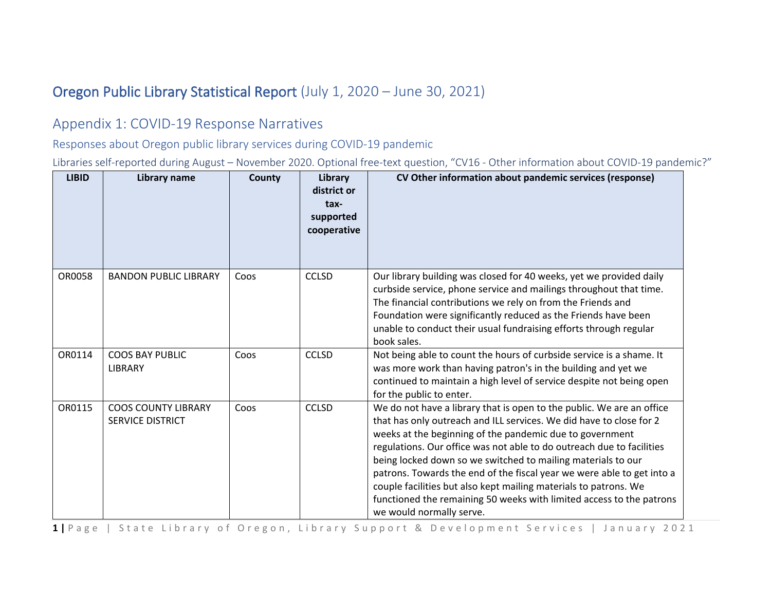# Oregon Public Library Statistical Report (July 1, 2020 – June 30, 2021)

## Appendix 1: COVID-19 Response Narratives

### Responses about Oregon public library services during COVID-19 pandemic

Libraries self-reported during August – November 2020. Optional free-text question, "CV16 - Other information about COVID-19 pandemic?"

| LIBID | Library name | County | Library district or tax-supported cooperative | CV Other information about pandemic services (response) |
|---|---|---|---|---|
| OR0058 | BANDON PUBLIC LIBRARY | Coos | CCLSD | Our library building was closed for 40 weeks, yet we provided daily curbside service, phone service and mailings throughout that time. The financial contributions we rely on from the Friends and Foundation were significantly reduced as the Friends have been unable to conduct their usual fundraising efforts through regular book sales. |
| OR0114 | COOS BAY PUBLIC LIBRARY | Coos | CCLSD | Not being able to count the hours of curbside service is a shame. It was more work than having patron's in the building and yet we continued to maintain a high level of service despite not being open for the public to enter. |
| OR0115 | COOS COUNTY LIBRARY SERVICE DISTRICT | Coos | CCLSD | We do not have a library that is open to the public. We are an office that has only outreach and ILL services. We did have to close for 2 weeks at the beginning of the pandemic due to government regulations. Our office was not able to do outreach due to facilities being locked down so we switched to mailing materials to our patrons. Towards the end of the fiscal year we were able to get into a couple facilities but also kept mailing materials to patrons. We functioned the remaining 50 weeks with limited access to the patrons we would normally serve. |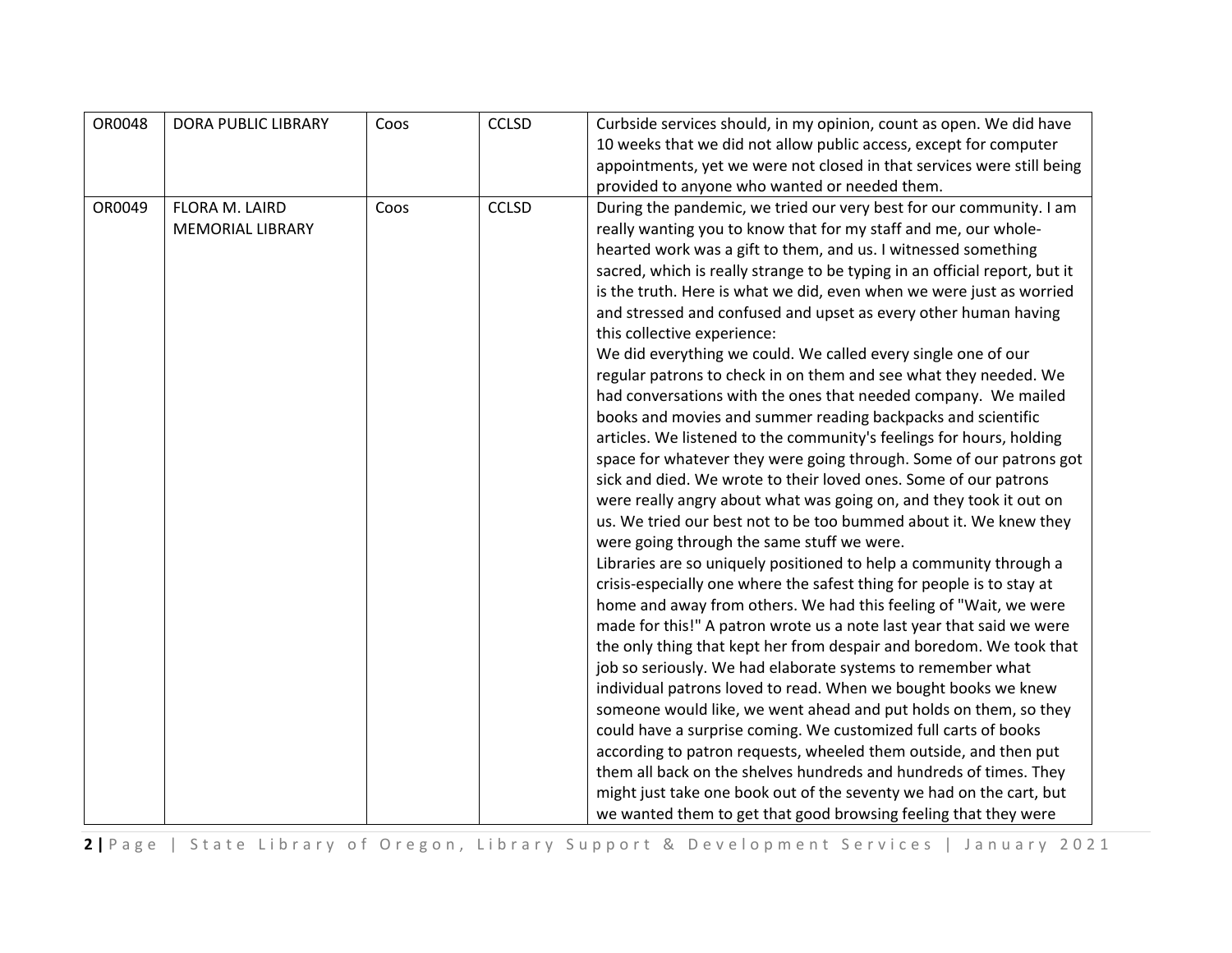| OR0048 | DORA PUBLIC LIBRARY | Coos | CCLSD | Curbside services should, in my opinion, count as open. We did have 10 weeks that we did not allow public access, except for computer appointments, yet we were not closed in that services were still being provided to anyone who wanted or needed them. |
|---|---|---|---|---|
| OR0049 | FLORA M. LAIRD MEMORIAL LIBRARY | Coos | CCLSD | During the pandemic, we tried our very best for our community. I am really wanting you to know that for my staff and me, our whole-hearted work was a gift to them, and us. I witnessed something sacred, which is really strange to be typing in an official report, but it is the truth. Here is what we did, even when we were just as worried and stressed and confused and upset as every other human having this collective experience:<br>We did everything we could. We called every single one of our regular patrons to check in on them and see what they needed. We had conversations with the ones that needed company. We mailed books and movies and summer reading backpacks and scientific articles. We listened to the community's feelings for hours, holding space for whatever they were going through. Some of our patrons got sick and died. We wrote to their loved ones. Some of our patrons were really angry about what was going on, and they took it out on us. We tried our best not to be too bummed about it. We knew they were going through the same stuff we were.<br>Libraries are so uniquely positioned to help a community through a crisis-especially one where the safest thing for people is to stay at home and away from others. We had this feeling of "Wait, we were made for this!" A patron wrote us a note last year that said we were the only thing that kept her from despair and boredom. We took that job so seriously. We had elaborate systems to remember what individual patrons loved to read. When we bought books we knew someone would like, we went ahead and put holds on them, so they could have a surprise coming. We customized full carts of books according to patron requests, wheeled them outside, and then put them all back on the shelves hundreds and hundreds of times. They might just take one book out of the seventy we had on the cart, but we wanted them to get that good browsing feeling that they were |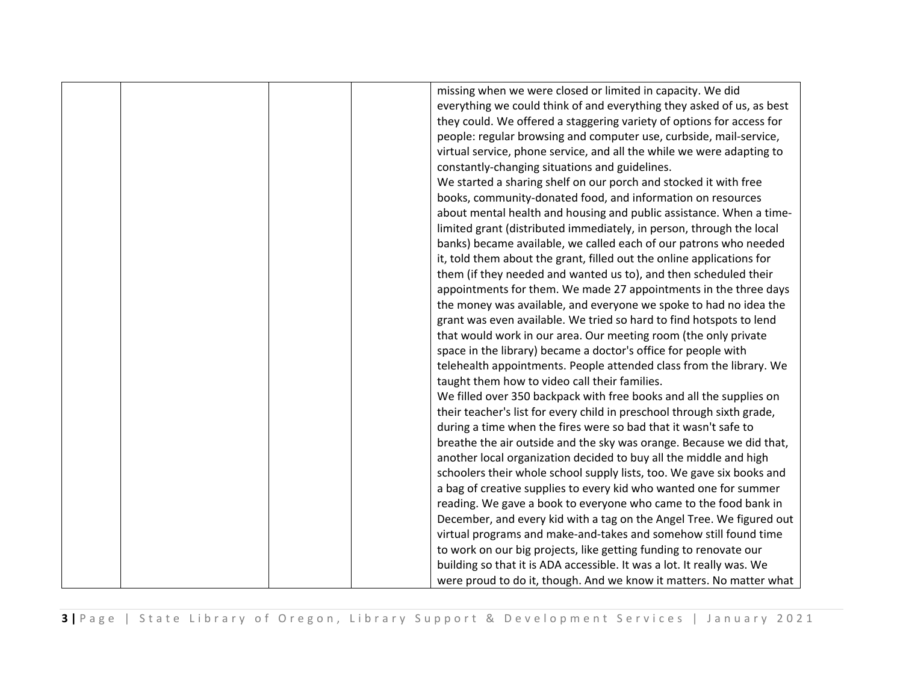| | | | | missing when we were closed or limited in capacity. We did everything we could think of and everything they asked of us, as best they could. We offered a staggering variety of options for access for people: regular browsing and computer use, curbside, mail-service, virtual service, phone service, and all the while we were adapting to constantly-changing situations and guidelines.<br>We started a sharing shelf on our porch and stocked it with free books, community-donated food, and information on resources about mental health and housing and public assistance. When a time-limited grant (distributed immediately, in person, through the local banks) became available, we called each of our patrons who needed it, told them about the grant, filled out the online applications for them (if they needed and wanted us to), and then scheduled their appointments for them. We made 27 appointments in the three days the money was available, and everyone we spoke to had no idea the grant was even available. We tried so hard to find hotspots to lend that would work in our area. Our meeting room (the only private space in the library) became a doctor's office for people with telehealth appointments. People attended class from the library. We taught them how to video call their families.<br>We filled over 350 backpack with free books and all the supplies on their teacher's list for every child in preschool through sixth grade, during a time when the fires were so bad that it wasn't safe to breathe the air outside and the sky was orange. Because we did that, another local organization decided to buy all the middle and high schoolers their whole school supply lists, too. We gave six books and a bag of creative supplies to every kid who wanted one for summer reading. We gave a book to everyone who came to the food bank in December, and every kid with a tag on the Angel Tree. We figured out virtual programs and make-and-takes and somehow still found time to work on our big projects, like getting funding to renovate our building so that it is ADA accessible. It was a lot. It really was. We were proud to do it, though. And we know it matters. No matter what |
|---|---|---|---|---|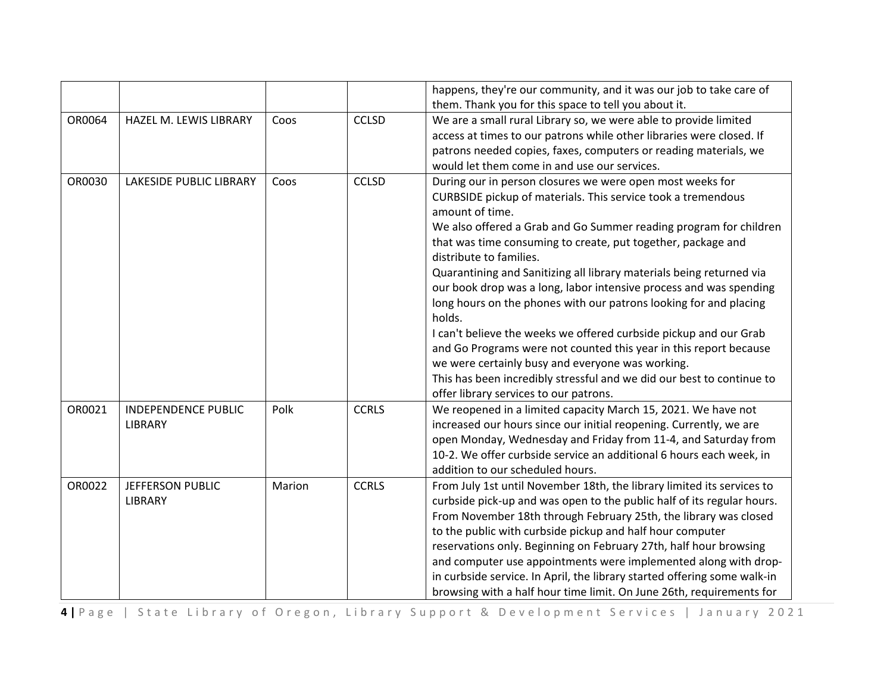| | | | | |
|---|---|---|---|---|
| | | | | happens, they're our community, and it was our job to take care of them. Thank you for this space to tell you about it. |
| OR0064 | HAZEL M. LEWIS LIBRARY | Coos | CCLSD | We are a small rural Library so, we were able to provide limited access at times to our patrons while other libraries were closed. If patrons needed copies, faxes, computers or reading materials, we would let them come in and use our services. |
| OR0030 | LAKESIDE PUBLIC LIBRARY | Coos | CCLSD | During our in person closures we were open most weeks for CURBSIDE pickup of materials. This service took a tremendous amount of time.<br>We also offered a Grab and Go Summer reading program for children that was time consuming to create, put together, package and distribute to families.<br>Quarantining and Sanitizing all library materials being returned via our book drop was a long, labor intensive process and was spending long hours on the phones with our patrons looking for and placing holds.<br>I can't believe the weeks we offered curbside pickup and our Grab and Go Programs were not counted this year in this report because we were certainly busy and everyone was working.<br>This has been incredibly stressful and we did our best to continue to offer library services to our patrons. |
| OR0021 | INDEPENDENCE PUBLIC LIBRARY | Polk | CCRLS | We reopened in a limited capacity March 15, 2021. We have not increased our hours since our initial reopening. Currently, we are open Monday, Wednesday and Friday from 11-4, and Saturday from 10-2. We offer curbside service an additional 6 hours each week, in addition to our scheduled hours. |
| OR0022 | JEFFERSON PUBLIC LIBRARY | Marion | CCRLS | From July 1st until November 18th, the library limited its services to curbside pick-up and was open to the public half of its regular hours. From November 18th through February 25th, the library was closed to the public with curbside pickup and half hour computer reservations only. Beginning on February 27th, half hour browsing and computer use appointments were implemented along with drop-in curbside service. In April, the library started offering some walk-in browsing with a half hour time limit. On June 26th, requirements for |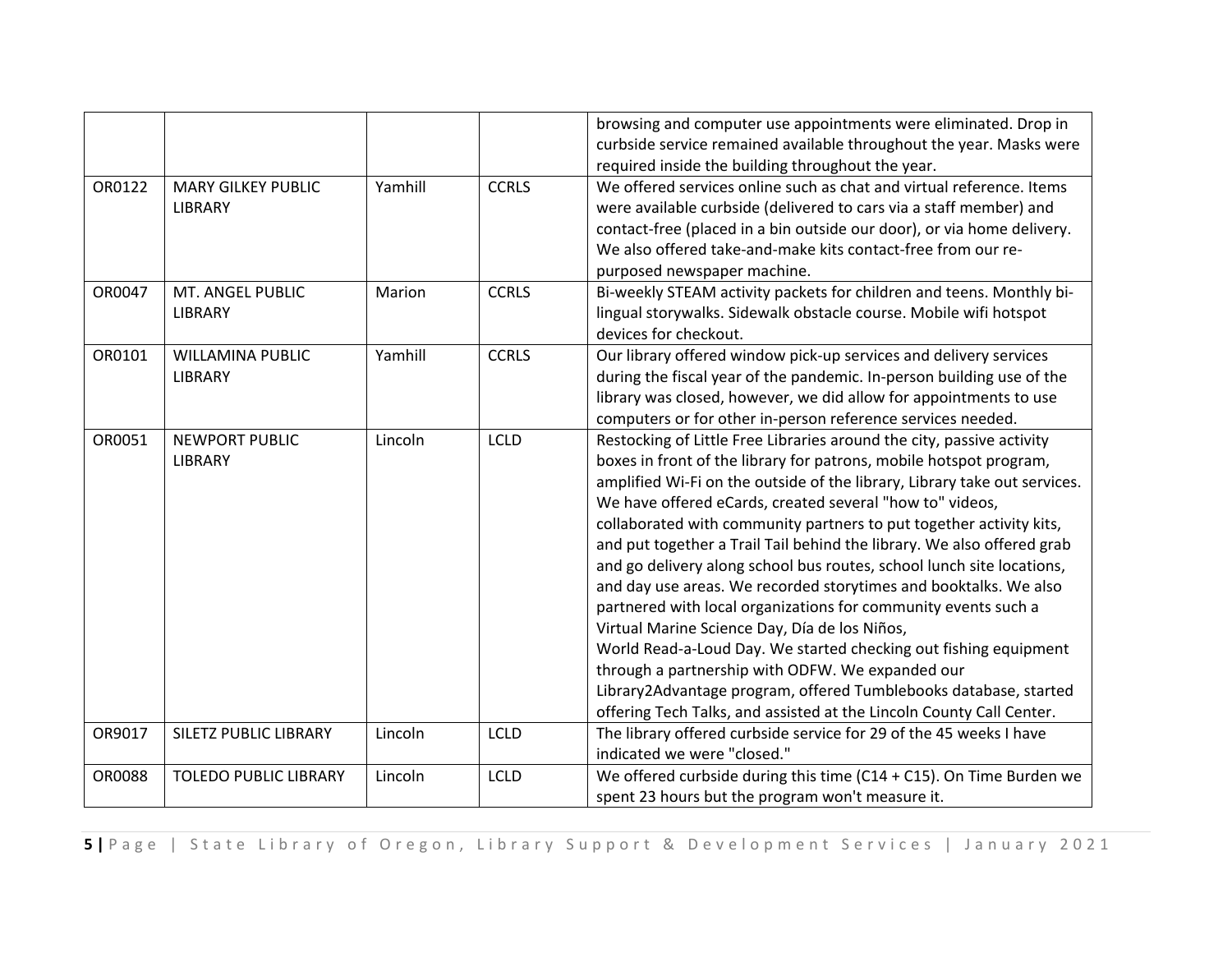| | | | | |
|---|---|---|---|---|
| | | | | browsing and computer use appointments were eliminated. Drop in curbside service remained available throughout the year. Masks were required inside the building throughout the year. |
| OR0122 | MARY GILKEY PUBLIC LIBRARY | Yamhill | CCRLS | We offered services online such as chat and virtual reference. Items were available curbside (delivered to cars via a staff member) and contact-free (placed in a bin outside our door), or via home delivery. We also offered take-and-make kits contact-free from our re-purposed newspaper machine. |
| OR0047 | MT. ANGEL PUBLIC LIBRARY | Marion | CCRLS | Bi-weekly STEAM activity packets for children and teens. Monthly bi-lingual storywalks. Sidewalk obstacle course. Mobile wifi hotspot devices for checkout. |
| OR0101 | WILLAMINA PUBLIC LIBRARY | Yamhill | CCRLS | Our library offered window pick-up services and delivery services during the fiscal year of the pandemic. In-person building use of the library was closed, however, we did allow for appointments to use computers or for other in-person reference services needed. |
| OR0051 | NEWPORT PUBLIC LIBRARY | Lincoln | LCLD | Restocking of Little Free Libraries around the city, passive activity boxes in front of the library for patrons, mobile hotspot program, amplified Wi-Fi on the outside of the library, Library take out services. We have offered eCards, created several "how to" videos, collaborated with community partners to put together activity kits, and put together a Trail Tail behind the library. We also offered grab and go delivery along school bus routes, school lunch site locations, and day use areas. We recorded storytimes and booktalks. We also partnered with local organizations for community events such a Virtual Marine Science Day, Día de los Niños, World Read-a-Loud Day. We started checking out fishing equipment through a partnership with ODFW. We expanded our Library2Advantage program, offered Tumblebooks database, started offering Tech Talks, and assisted at the Lincoln County Call Center. |
| OR9017 | SILETZ PUBLIC LIBRARY | Lincoln | LCLD | The library offered curbside service for 29 of the 45 weeks I have indicated we were "closed." |
| OR0088 | TOLEDO PUBLIC LIBRARY | Lincoln | LCLD | We offered curbside during this time (C14 + C15). On Time Burden we spent 23 hours but the program won't measure it. |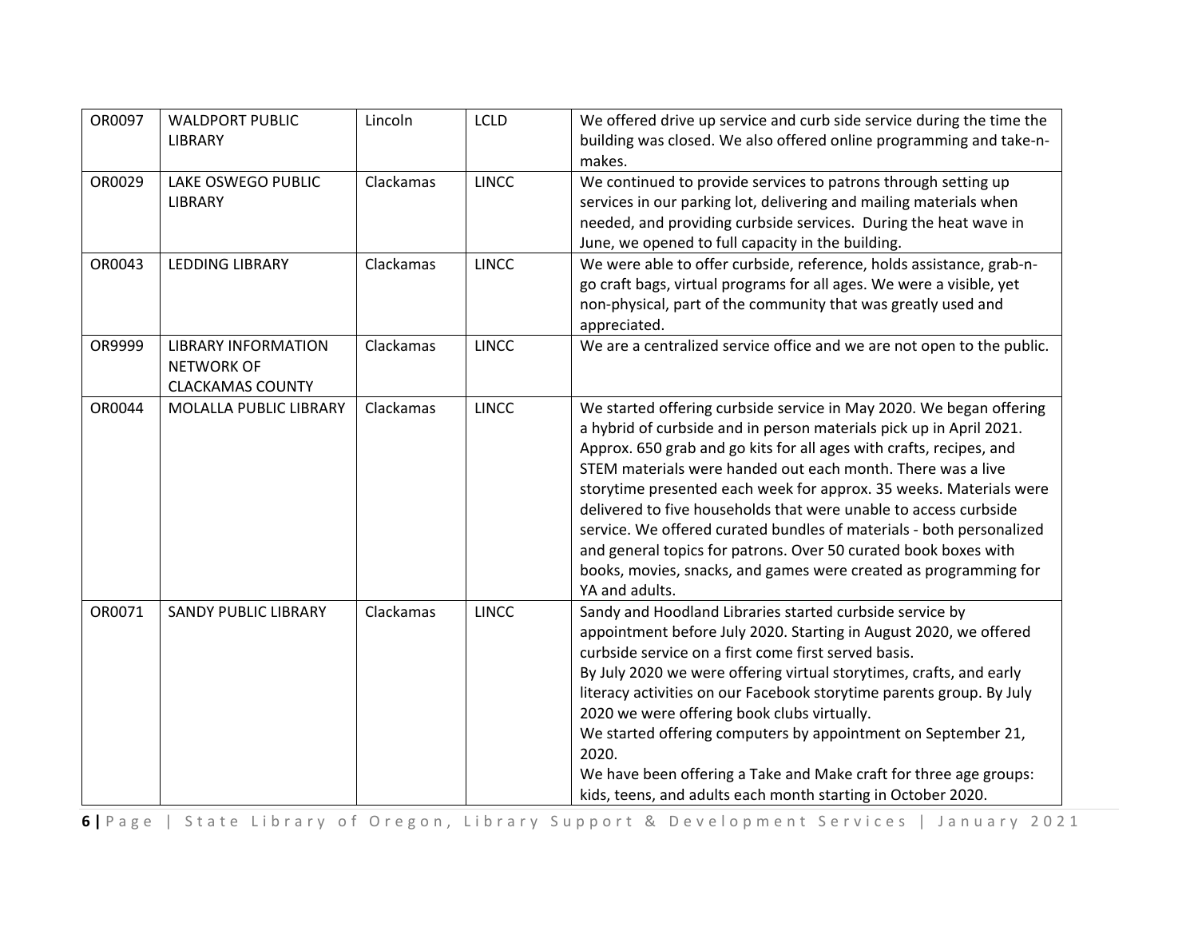| | | | | |
|---|---|---|---|---|
| OR0097 | WALDPORT PUBLIC LIBRARY | Lincoln | LCLD | We offered drive up service and curb side service during the time the building was closed. We also offered online programming and take-n-makes. |
| OR0029 | LAKE OSWEGO PUBLIC LIBRARY | Clackamas | LINCC | We continued to provide services to patrons through setting up services in our parking lot, delivering and mailing materials when needed, and providing curbside services. During the heat wave in June, we opened to full capacity in the building. |
| OR0043 | LEDDING LIBRARY | Clackamas | LINCC | We were able to offer curbside, reference, holds assistance, grab-n-go craft bags, virtual programs for all ages. We were a visible, yet non-physical, part of the community that was greatly used and appreciated. |
| OR9999 | LIBRARY INFORMATION NETWORK OF CLACKAMAS COUNTY | Clackamas | LINCC | We are a centralized service office and we are not open to the public. |
| OR0044 | MOLALLA PUBLIC LIBRARY | Clackamas | LINCC | We started offering curbside service in May 2020. We began offering a hybrid of curbside and in person materials pick up in April 2021. Approx. 650 grab and go kits for all ages with crafts, recipes, and STEM materials were handed out each month. There was a live storytime presented each week for approx. 35 weeks. Materials were delivered to five households that were unable to access curbside service. We offered curated bundles of materials - both personalized and general topics for patrons. Over 50 curated book boxes with books, movies, snacks, and games were created as programming for YA and adults. |
| OR0071 | SANDY PUBLIC LIBRARY | Clackamas | LINCC | Sandy and Hoodland Libraries started curbside service by appointment before July 2020. Starting in August 2020, we offered curbside service on a first come first served basis.<br>By July 2020 we were offering virtual storytimes, crafts, and early literacy activities on our Facebook storytime parents group. By July 2020 we were offering book clubs virtually.<br>We started offering computers by appointment on September 21, 2020.<br>We have been offering a Take and Make craft for three age groups: kids, teens, and adults each month starting in October 2020. |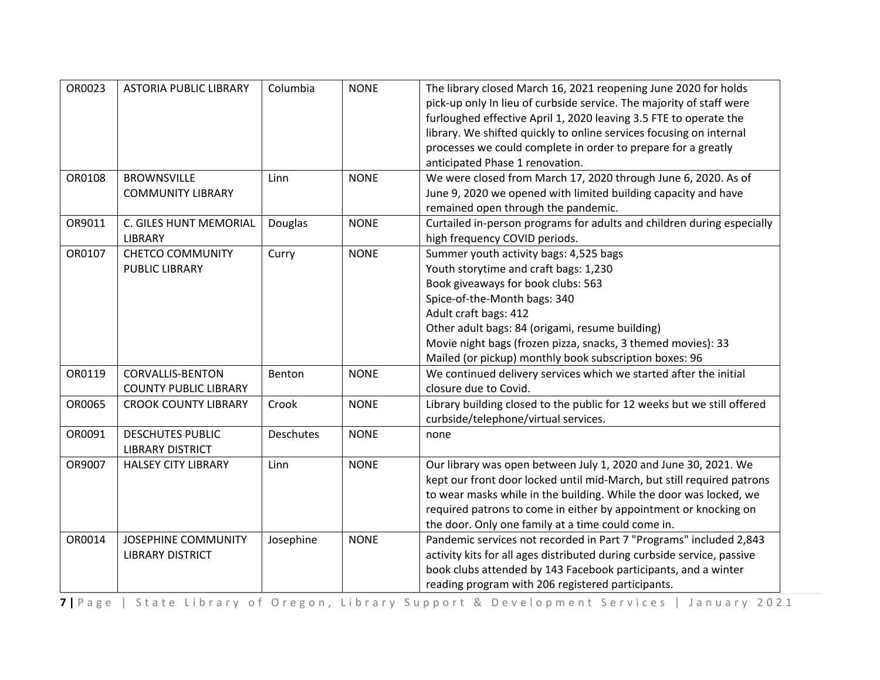| OR0023 | ASTORIA PUBLIC LIBRARY | Columbia | NONE | The library closed March 16, 2021 reopening June 2020 for holds pick-up only In lieu of curbside service. The majority of staff were furloughed effective April 1, 2020 leaving 3.5 FTE to operate the library. We shifted quickly to online services focusing on internal processes we could complete in order to prepare for a greatly anticipated Phase 1 renovation. |
|---|---|---|---|---|
| OR0108 | BROWNSVILLE COMMUNITY LIBRARY | Linn | NONE | We were closed from March 17, 2020 through June 6, 2020. As of June 9, 2020 we opened with limited building capacity and have remained open through the pandemic. |
| OR9011 | C. GILES HUNT MEMORIAL LIBRARY | Douglas | NONE | Curtailed in-person programs for adults and children during especially high frequency COVID periods. |
| OR0107 | CHETCO COMMUNITY PUBLIC LIBRARY | Curry | NONE | Summer youth activity bags: 4,525 bags<br>Youth storytime and craft bags: 1,230<br>Book giveaways for book clubs: 563<br>Spice-of-the-Month bags: 340<br>Adult craft bags: 412<br>Other adult bags: 84 (origami, resume building)<br>Movie night bags (frozen pizza, snacks, 3 themed movies): 33<br>Mailed (or pickup) monthly book subscription boxes: 96 |
| OR0119 | CORVALLIS-BENTON COUNTY PUBLIC LIBRARY | Benton | NONE | We continued delivery services which we started after the initial closure due to Covid. |
| OR0065 | CROOK COUNTY LIBRARY | Crook | NONE | Library building closed to the public for 12 weeks but we still offered curbside/telephone/virtual services. |
| OR0091 | DESCHUTES PUBLIC LIBRARY DISTRICT | Deschutes | NONE | none |
| OR9007 | HALSEY CITY LIBRARY | Linn | NONE | Our library was open between July 1, 2020 and June 30, 2021. We kept our front door locked until mid-March, but still required patrons to wear masks while in the building. While the door was locked, we required patrons to come in either by appointment or knocking on the door. Only one family at a time could come in. |
| OR0014 | JOSEPHINE COMMUNITY LIBRARY DISTRICT | Josephine | NONE | Pandemic services not recorded in Part 7 "Programs" included 2,843 activity kits for all ages distributed during curbside service, passive book clubs attended by 143 Facebook participants, and a winter reading program with 206 registered participants. |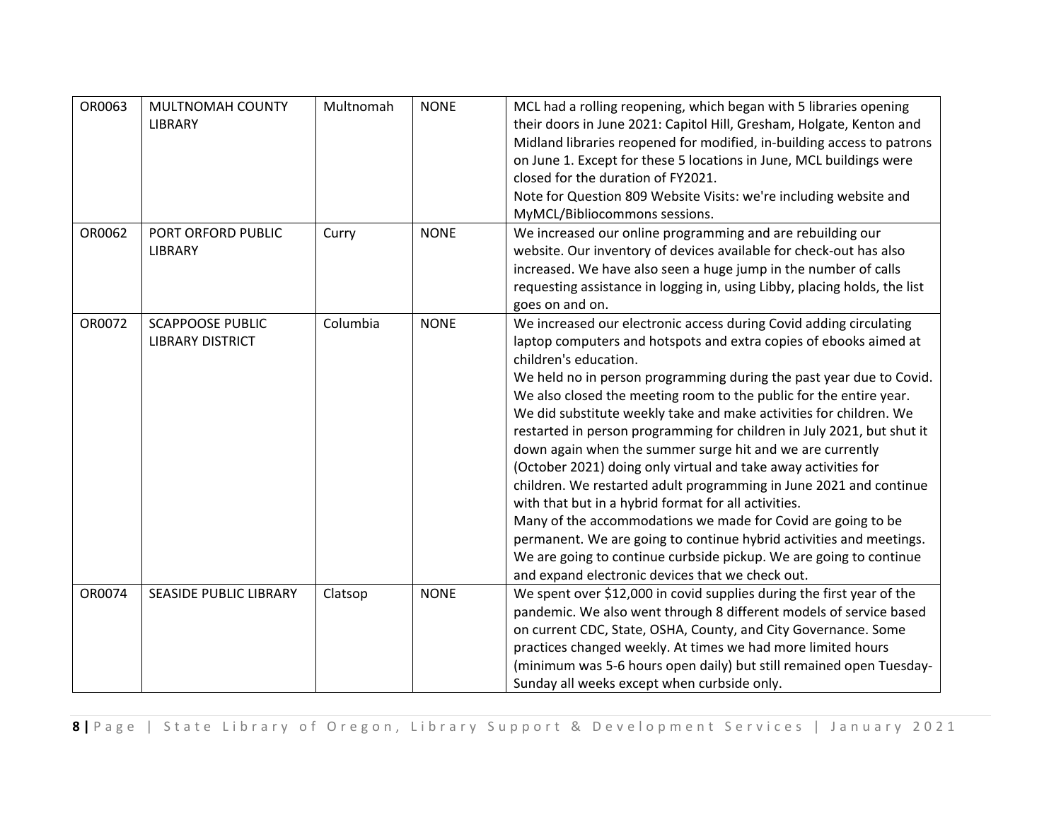| OR0063 | MULTNOMAH COUNTY LIBRARY | Multnomah | NONE | MCL had a rolling reopening, which began with 5 libraries opening their doors in June 2021: Capitol Hill, Gresham, Holgate, Kenton and Midland libraries reopened for modified, in-building access to patrons on June 1. Except for these 5 locations in June, MCL buildings were closed for the duration of FY2021.<br>Note for Question 809 Website Visits: we're including website and MyMCL/Bibliocommons sessions. |
|---|---|---|---|---|
| OR0062 | PORT ORFORD PUBLIC LIBRARY | Curry | NONE | We increased our online programming and are rebuilding our website. Our inventory of devices available for check-out has also increased. We have also seen a huge jump in the number of calls requesting assistance in logging in, using Libby, placing holds, the list goes on and on. |
| OR0072 | SCAPPOOSE PUBLIC LIBRARY DISTRICT | Columbia | NONE | We increased our electronic access during Covid adding circulating laptop computers and hotspots and extra copies of ebooks aimed at children's education.<br>We held no in person programming during the past year due to Covid. We also closed the meeting room to the public for the entire year. We did substitute weekly take and make activities for children. We restarted in person programming for children in July 2021, but shut it down again when the summer surge hit and we are currently (October 2021) doing only virtual and take away activities for children. We restarted adult programming in June 2021 and continue with that but in a hybrid format for all activities.<br>Many of the accommodations we made for Covid are going to be permanent. We are going to continue hybrid activities and meetings. We are going to continue curbside pickup. We are going to continue and expand electronic devices that we check out. |
| OR0074 | SEASIDE PUBLIC LIBRARY | Clatsop | NONE | We spent over $12,000 in covid supplies during the first year of the pandemic. We also went through 8 different models of service based on current CDC, State, OSHA, County, and City Governance. Some practices changed weekly. At times we had more limited hours (minimum was 5-6 hours open daily) but still remained open Tuesday-Sunday all weeks except when curbside only. |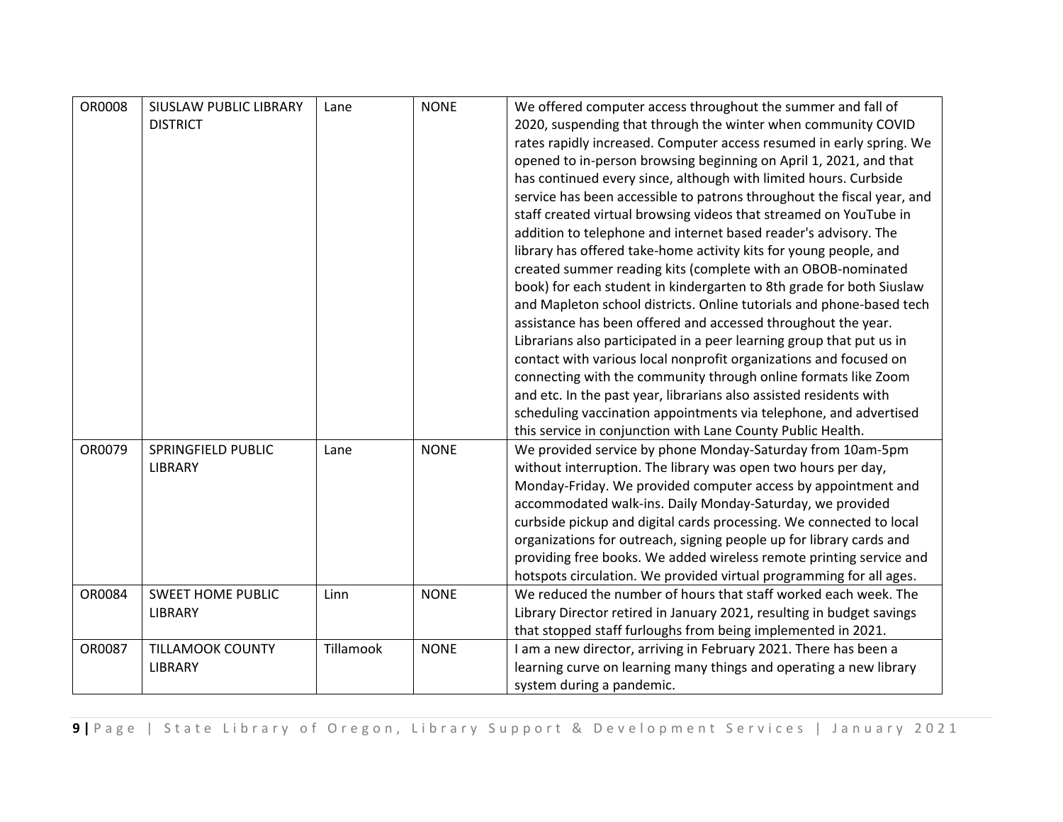| OR0008 | SIUSLAW PUBLIC LIBRARY DISTRICT | Lane | NONE | We offered computer access throughout the summer and fall of 2020, suspending that through the winter when community COVID rates rapidly increased. Computer access resumed in early spring. We opened to in-person browsing beginning on April 1, 2021, and that has continued every since, although with limited hours. Curbside service has been accessible to patrons throughout the fiscal year, and staff created virtual browsing videos that streamed on YouTube in addition to telephone and internet based reader's advisory. The library has offered take-home activity kits for young people, and created summer reading kits (complete with an OBOB-nominated book) for each student in kindergarten to 8th grade for both Siuslaw and Mapleton school districts. Online tutorials and phone-based tech assistance has been offered and accessed throughout the year. Librarians also participated in a peer learning group that put us in contact with various local nonprofit organizations and focused on connecting with the community through online formats like Zoom and etc. In the past year, librarians also assisted residents with scheduling vaccination appointments via telephone, and advertised this service in conjunction with Lane County Public Health. |
|---|---|---|---|---|
| OR0079 | SPRINGFIELD PUBLIC LIBRARY | Lane | NONE | We provided service by phone Monday-Saturday from 10am-5pm without interruption. The library was open two hours per day, Monday-Friday. We provided computer access by appointment and accommodated walk-ins. Daily Monday-Saturday, we provided curbside pickup and digital cards processing. We connected to local organizations for outreach, signing people up for library cards and providing free books. We added wireless remote printing service and hotspots circulation. We provided virtual programming for all ages. |
| OR0084 | SWEET HOME PUBLIC LIBRARY | Linn | NONE | We reduced the number of hours that staff worked each week. The Library Director retired in January 2021, resulting in budget savings that stopped staff furloughs from being implemented in 2021. |
| OR0087 | TILLAMOOK COUNTY LIBRARY | Tillamook | NONE | I am a new director, arriving in February 2021. There has been a learning curve on learning many things and operating a new library system during a pandemic. |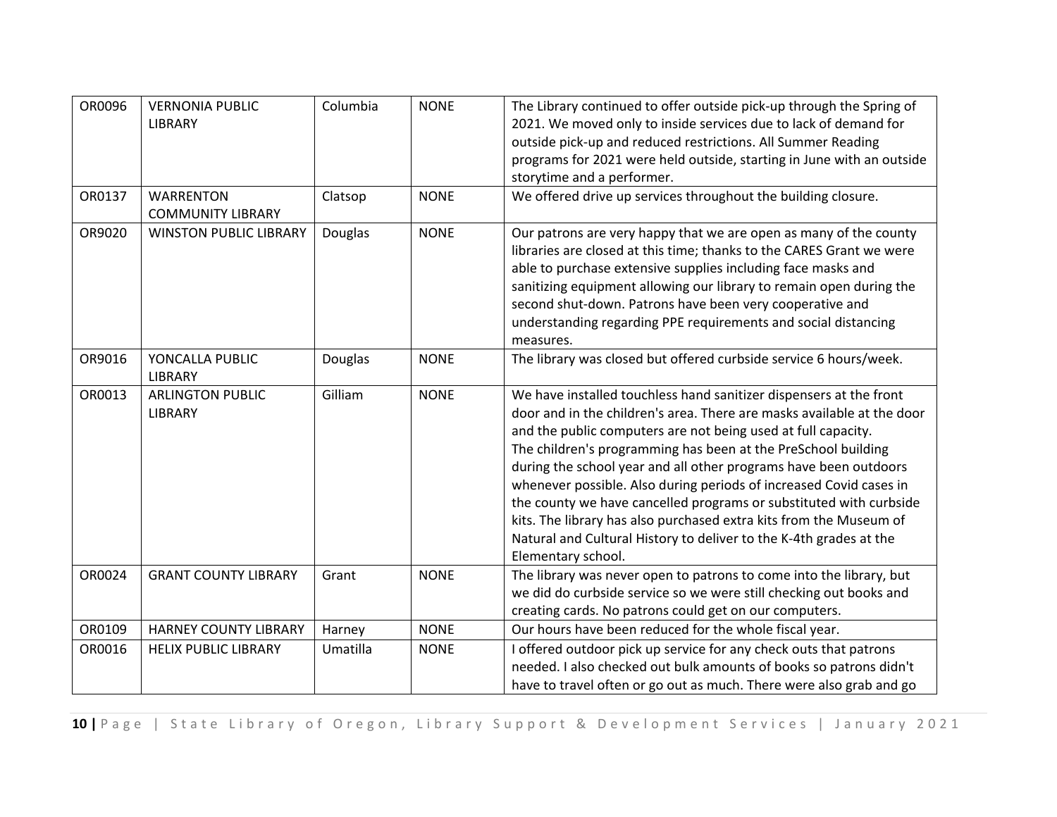| OR0096 | VERNONIA PUBLIC LIBRARY | Columbia | NONE | The Library continued to offer outside pick-up through the Spring of 2021. We moved only to inside services due to lack of demand for outside pick-up and reduced restrictions. All Summer Reading programs for 2021 were held outside, starting in June with an outside storytime and a performer. |
|---|---|---|---|---|
| OR0137 | WARRENTON COMMUNITY LIBRARY | Clatsop | NONE | We offered drive up services throughout the building closure. |
| OR9020 | WINSTON PUBLIC LIBRARY | Douglas | NONE | Our patrons are very happy that we are open as many of the county libraries are closed at this time; thanks to the CARES Grant we were able to purchase extensive supplies including face masks and sanitizing equipment allowing our library to remain open during the second shut-down. Patrons have been very cooperative and understanding regarding PPE requirements and social distancing measures. |
| OR9016 | YONCALLA PUBLIC LIBRARY | Douglas | NONE | The library was closed but offered curbside service 6 hours/week. |
| OR0013 | ARLINGTON PUBLIC LIBRARY | Gilliam | NONE | We have installed touchless hand sanitizer dispensers at the front door and in the children's area. There are masks available at the door and the public computers are not being used at full capacity. The children's programming has been at the PreSchool building during the school year and all other programs have been outdoors whenever possible. Also during periods of increased Covid cases in the county we have cancelled programs or substituted with curbside kits. The library has also purchased extra kits from the Museum of Natural and Cultural History to deliver to the K-4th grades at the Elementary school. |
| OR0024 | GRANT COUNTY LIBRARY | Grant | NONE | The library was never open to patrons to come into the library, but we did do curbside service so we were still checking out books and creating cards. No patrons could get on our computers. |
| OR0109 | HARNEY COUNTY LIBRARY | Harney | NONE | Our hours have been reduced for the whole fiscal year. |
| OR0016 | HELIX PUBLIC LIBRARY | Umatilla | NONE | I offered outdoor pick up service for any check outs that patrons needed. I also checked out bulk amounts of books so patrons didn't have to travel often or go out as much. There were also grab and go |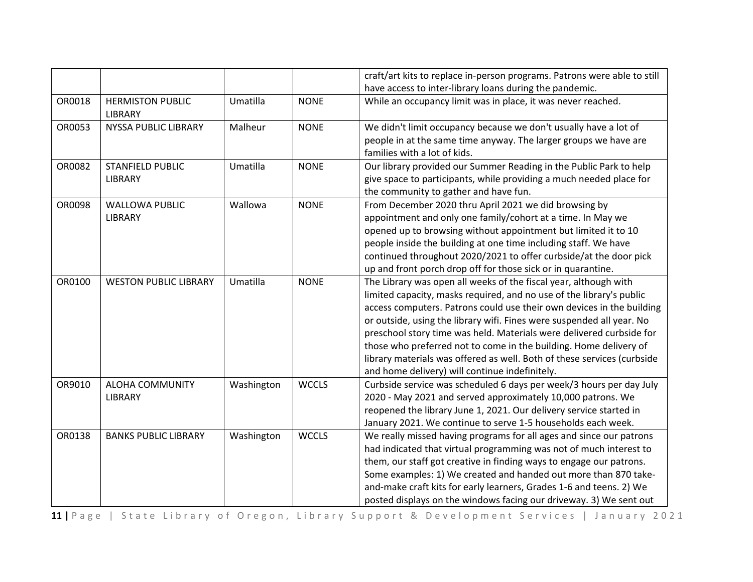| | | | | |
|---|---|---|---|---|
| | | | | craft/art kits to replace in-person programs. Patrons were able to still have access to inter-library loans during the pandemic. |
| OR0018 | HERMISTON PUBLIC LIBRARY | Umatilla | NONE | While an occupancy limit was in place, it was never reached. |
| OR0053 | NYSSA PUBLIC LIBRARY | Malheur | NONE | We didn't limit occupancy because we don't usually have a lot of people in at the same time anyway. The larger groups we have are families with a lot of kids. |
| OR0082 | STANFIELD PUBLIC LIBRARY | Umatilla | NONE | Our library provided our Summer Reading in the Public Park to help give space to participants, while providing a much needed place for the community to gather and have fun. |
| OR0098 | WALLOWA PUBLIC LIBRARY | Wallowa | NONE | From December 2020 thru April 2021 we did browsing by appointment and only one family/cohort at a time. In May we opened up to browsing without appointment but limited it to 10 people inside the building at one time including staff. We have continued throughout 2020/2021 to offer curbside/at the door pick up and front porch drop off for those sick or in quarantine. |
| OR0100 | WESTON PUBLIC LIBRARY | Umatilla | NONE | The Library was open all weeks of the fiscal year, although with limited capacity, masks required, and no use of the library's public access computers. Patrons could use their own devices in the building or outside, using the library wifi. Fines were suspended all year. No preschool story time was held. Materials were delivered curbside for those who preferred not to come in the building. Home delivery of library materials was offered as well. Both of these services (curbside and home delivery) will continue indefinitely. |
| OR9010 | ALOHA COMMUNITY LIBRARY | Washington | WCCLS | Curbside service was scheduled 6 days per week/3 hours per day July 2020 - May 2021 and served approximately 10,000 patrons. We reopened the library June 1, 2021. Our delivery service started in January 2021. We continue to serve 1-5 households each week. |
| OR0138 | BANKS PUBLIC LIBRARY | Washington | WCCLS | We really missed having programs for all ages and since our patrons had indicated that virtual programming was not of much interest to them, our staff got creative in finding ways to engage our patrons. Some examples: 1) We created and handed out more than 870 take-and-make craft kits for early learners, Grades 1-6 and teens. 2) We posted displays on the windows facing our driveway. 3) We sent out |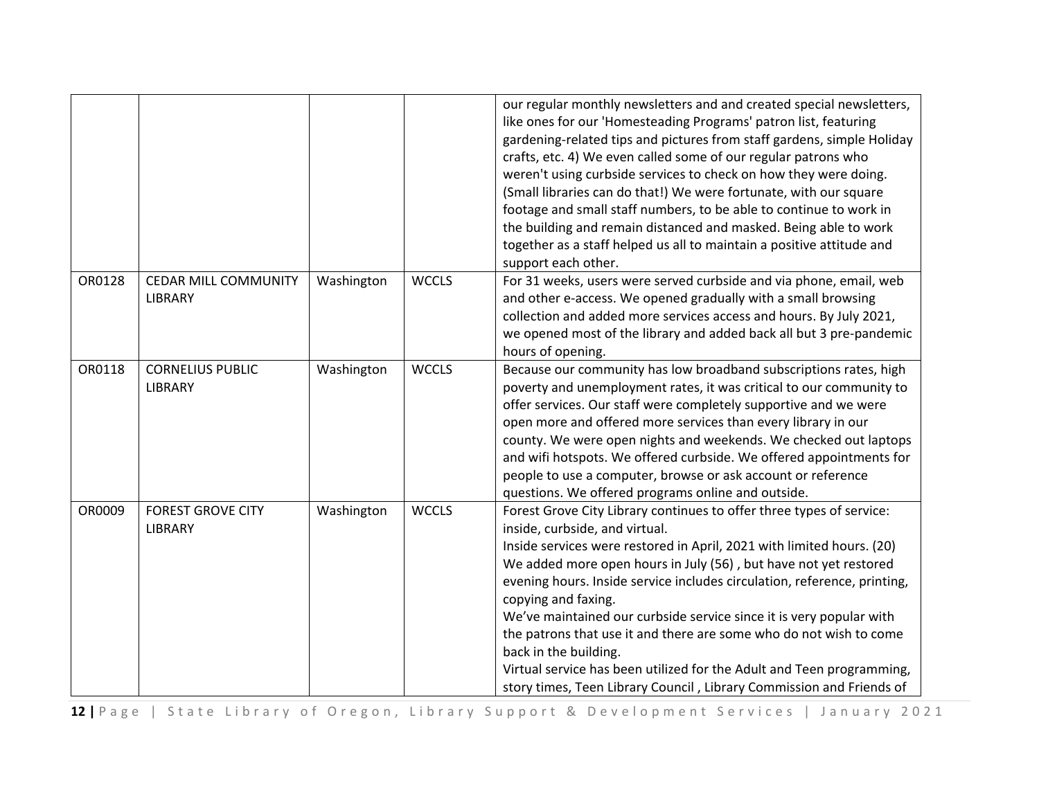| | | | | |
|---|---|---|---|---|
| | | | | our regular monthly newsletters and and created special newsletters, like ones for our 'Homesteading Programs' patron list, featuring gardening-related tips and pictures from staff gardens, simple Holiday crafts, etc. 4) We even called some of our regular patrons who weren't using curbside services to check on how they were doing. (Small libraries can do that!) We were fortunate, with our square footage and small staff numbers, to be able to continue to work in the building and remain distanced and masked. Being able to work together as a staff helped us all to maintain a positive attitude and support each other. |
| OR0128 | CEDAR MILL COMMUNITY LIBRARY | Washington | WCCLS | For 31 weeks, users were served curbside and via phone, email, web and other e-access. We opened gradually with a small browsing collection and added more services access and hours. By July 2021, we opened most of the library and added back all but 3 pre-pandemic hours of opening. |
| OR0118 | CORNELIUS PUBLIC LIBRARY | Washington | WCCLS | Because our community has low broadband subscriptions rates, high poverty and unemployment rates, it was critical to our community to offer services. Our staff were completely supportive and we were open more and offered more services than every library in our county. We were open nights and weekends. We checked out laptops and wifi hotspots. We offered curbside. We offered appointments for people to use a computer, browse or ask account or reference questions. We offered programs online and outside. |
| OR0009 | FOREST GROVE CITY LIBRARY | Washington | WCCLS | Forest Grove City Library continues to offer three types of service: inside, curbside, and virtual.<br>Inside services were restored in April, 2021 with limited hours. (20) We added more open hours in July (56) , but have not yet restored evening hours. Inside service includes circulation, reference, printing, copying and faxing.<br>We've maintained our curbside service since it is very popular with the patrons that use it and there are some who do not wish to come back in the building.<br>Virtual service has been utilized for the Adult and Teen programming, story times, Teen Library Council , Library Commission and Friends of |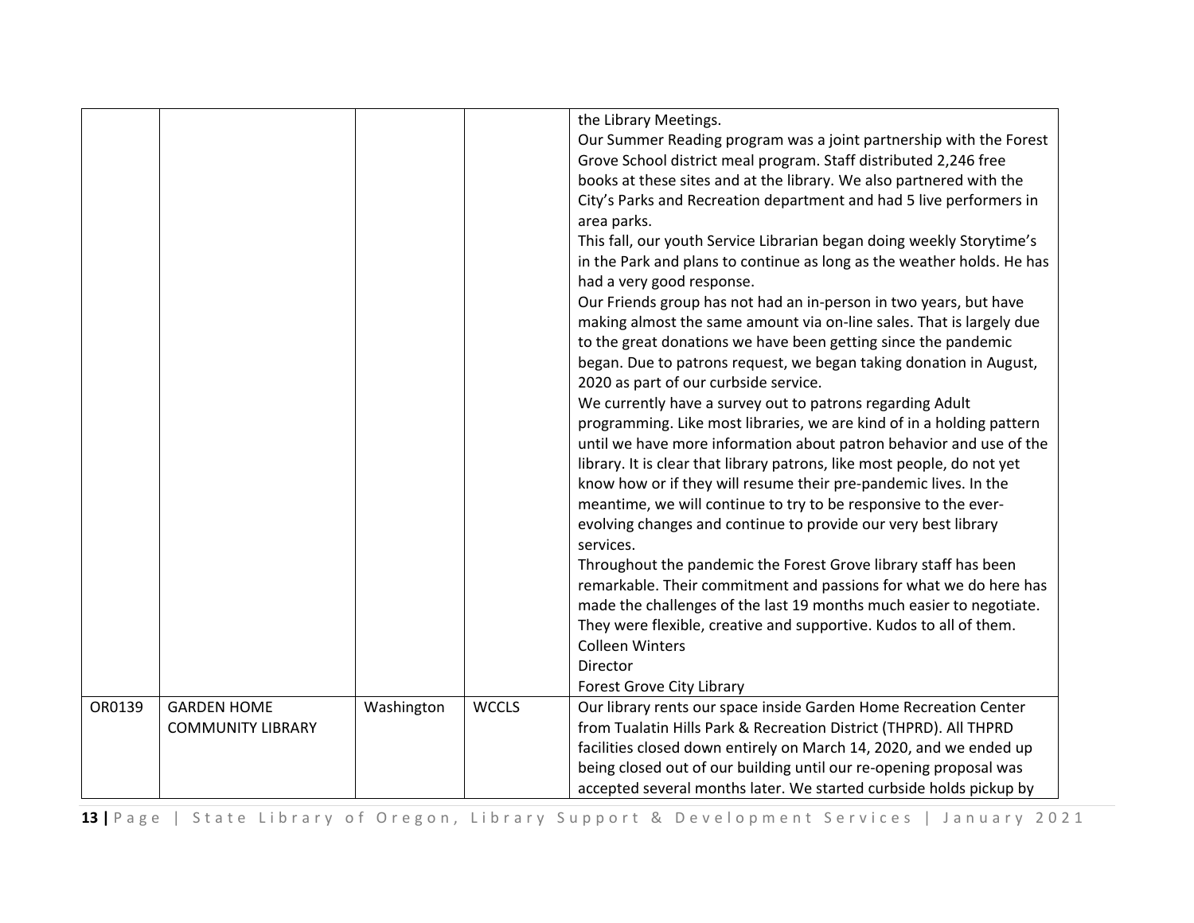| | | | | |
|---|---|---|---|---|
| | | | | the Library Meetings.<br>Our Summer Reading program was a joint partnership with the Forest Grove School district meal program. Staff distributed 2,246 free books at these sites and at the library. We also partnered with the City's Parks and Recreation department and had 5 live performers in area parks.<br>This fall, our youth Service Librarian began doing weekly Storytime's in the Park and plans to continue as long as the weather holds. He has had a very good response.<br>Our Friends group has not had an in-person in two years, but have making almost the same amount via on-line sales. That is largely due to the great donations we have been getting since the pandemic began. Due to patrons request, we began taking donation in August, 2020 as part of our curbside service.<br>We currently have a survey out to patrons regarding Adult programming. Like most libraries, we are kind of in a holding pattern until we have more information about patron behavior and use of the library. It is clear that library patrons, like most people, do not yet know how or if they will resume their pre-pandemic lives. In the meantime, we will continue to try to be responsive to the ever-evolving changes and continue to provide our very best library services.<br>Throughout the pandemic the Forest Grove library staff has been remarkable. Their commitment and passions for what we do here has made the challenges of the last 19 months much easier to negotiate. They were flexible, creative and supportive. Kudos to all of them.<br>Colleen Winters<br>Director<br>Forest Grove City Library |
| OR0139 | GARDEN HOME COMMUNITY LIBRARY | Washington | WCCLS | Our library rents our space inside Garden Home Recreation Center from Tualatin Hills Park & Recreation District (THPRD). All THPRD facilities closed down entirely on March 14, 2020, and we ended up being closed out of our building until our re-opening proposal was accepted several months later. We started curbside holds pickup by |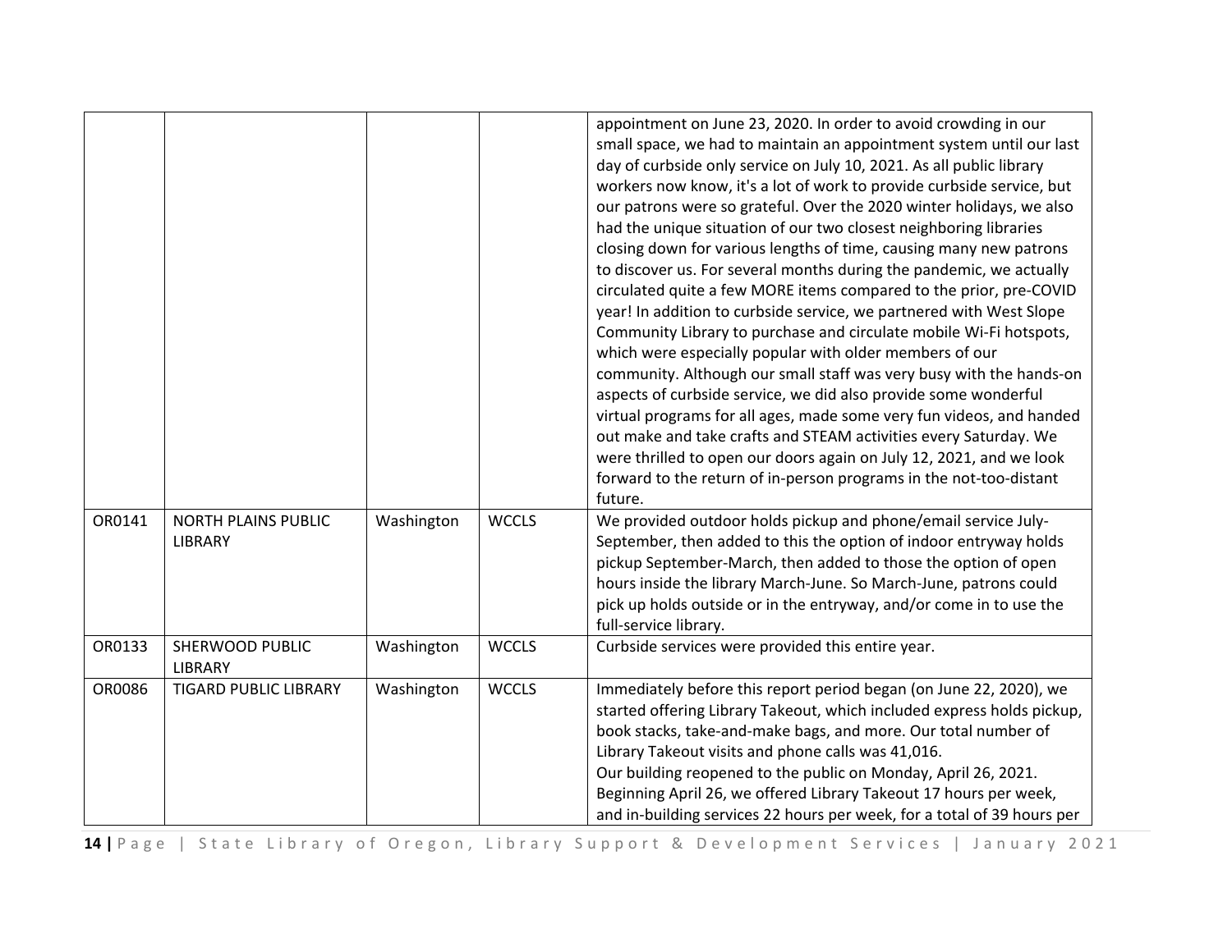|  |  |  |  | appointment on June 23, 2020. In order to avoid crowding in our small space, we had to maintain an appointment system until our last day of curbside only service on July 10, 2021. As all public library workers now know, it's a lot of work to provide curbside service, but our patrons were so grateful. Over the 2020 winter holidays, we also had the unique situation of our two closest neighboring libraries closing down for various lengths of time, causing many new patrons to discover us. For several months during the pandemic, we actually circulated quite a few MORE items compared to the prior, pre-COVID year! In addition to curbside service, we partnered with West Slope Community Library to purchase and circulate mobile Wi-Fi hotspots, which were especially popular with older members of our community. Although our small staff was very busy with the hands-on aspects of curbside service, we did also provide some wonderful virtual programs for all ages, made some very fun videos, and handed out make and take crafts and STEAM activities every Saturday. We were thrilled to open our doors again on July 12, 2021, and we look forward to the return of in-person programs in the not-too-distant future. |
|---|---|---|---|---|
| OR0141 | NORTH PLAINS PUBLIC LIBRARY | Washington | WCCLS | We provided outdoor holds pickup and phone/email service July-September, then added to this the option of indoor entryway holds pickup September-March, then added to those the option of open hours inside the library March-June. So March-June, patrons could pick up holds outside or in the entryway, and/or come in to use the full-service library. |
| OR0133 | SHERWOOD PUBLIC LIBRARY | Washington | WCCLS | Curbside services were provided this entire year. |
| OR0086 | TIGARD PUBLIC LIBRARY | Washington | WCCLS | Immediately before this report period began (on June 22, 2020), we started offering Library Takeout, which included express holds pickup, book stacks, take-and-make bags, and more. Our total number of Library Takeout visits and phone calls was 41,016.<br>Our building reopened to the public on Monday, April 26, 2021. Beginning April 26, we offered Library Takeout 17 hours per week, and in-building services 22 hours per week, for a total of 39 hours per |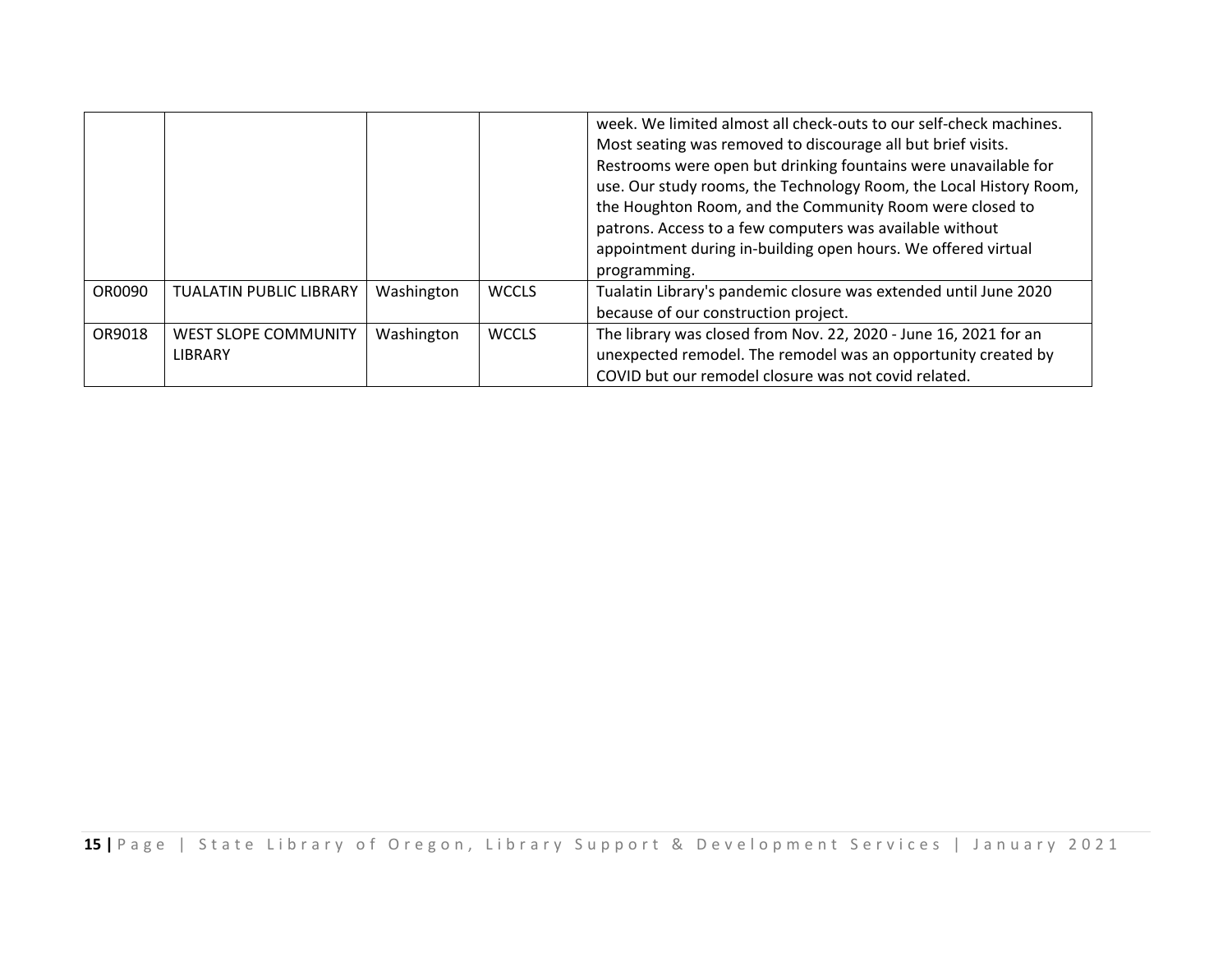| | | | | |
|---|---|---|---|---|
| | | | | week. We limited almost all check-outs to our self-check machines. Most seating was removed to discourage all but brief visits. Restrooms were open but drinking fountains were unavailable for use. Our study rooms, the Technology Room, the Local History Room, the Houghton Room, and the Community Room were closed to patrons. Access to a few computers was available without appointment during in-building open hours. We offered virtual programming. |
| OR0090 | TUALATIN PUBLIC LIBRARY | Washington | WCCLS | Tualatin Library's pandemic closure was extended until June 2020 because of our construction project. |
| OR9018 | WEST SLOPE COMMUNITY LIBRARY | Washington | WCCLS | The library was closed from Nov. 22, 2020 - June 16, 2021 for an unexpected remodel. The remodel was an opportunity created by COVID but our remodel closure was not covid related. |